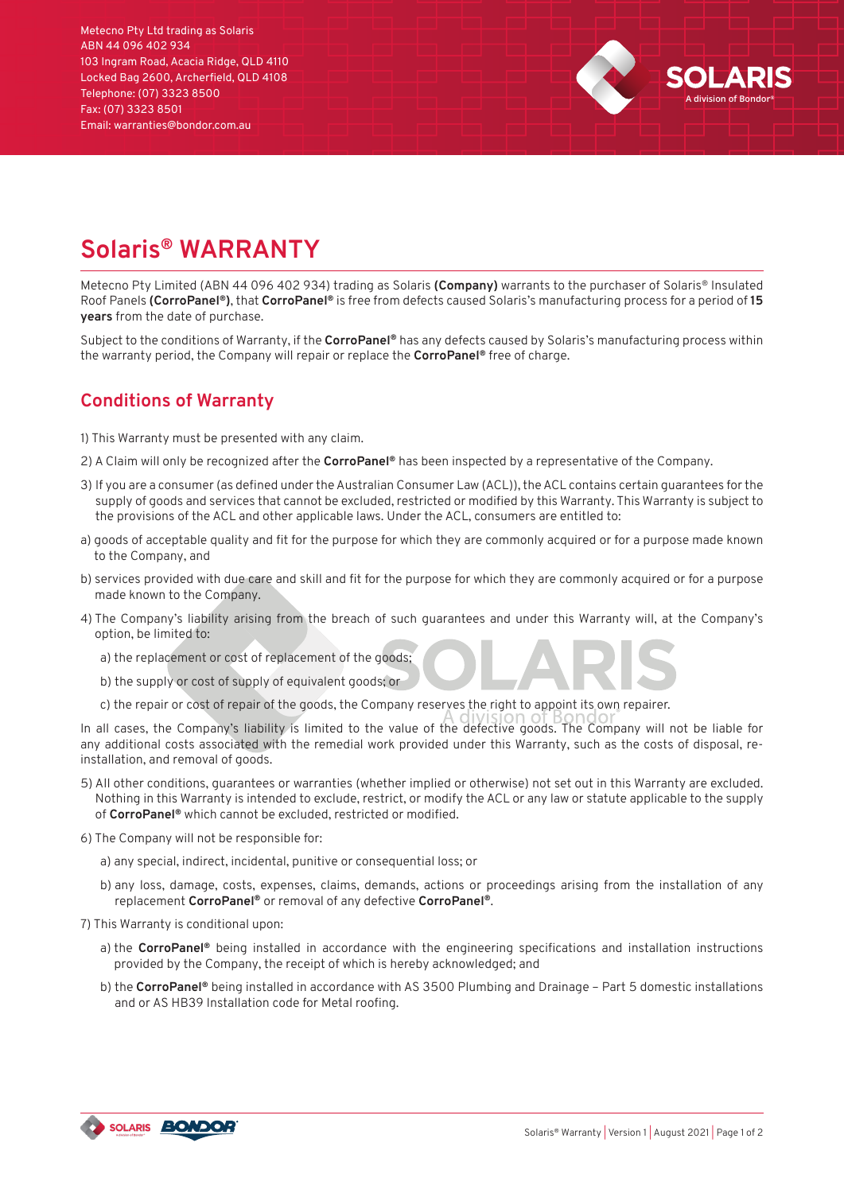Metecno Pty Ltd trading as Solaris
ABN 44 096 402 934
103 Ingram Road, Acacia Ridge, QLD 4110
Locked Bag 2600, Archerfield, QLD 4108
Telephone: (07) 3323 8500
Fax: (07) 3323 8501
Email: warranties@bondor.com.au

# Solaris® WARRANTY

Metecno Pty Limited (ABN 44 096 402 934) trading as Solaris **(Company)** warrants to the purchaser of Solaris® Insulated Roof Panels **(CorroPanel®)**, that **CorroPanel®** is free from defects caused Solaris's manufacturing process for a period of **15 years** from the date of purchase.

Subject to the conditions of Warranty, if the **CorroPanel®** has any defects caused by Solaris's manufacturing process within the warranty period, the Company will repair or replace the **CorroPanel®** free of charge.

## Conditions of Warranty

1) This Warranty must be presented with any claim.

2) A Claim will only be recognized after the **CorroPanel®** has been inspected by a representative of the Company.

3) If you are a consumer (as defined under the Australian Consumer Law (ACL)), the ACL contains certain guarantees for the supply of goods and services that cannot be excluded, restricted or modified by this Warranty. This Warranty is subject to the provisions of the ACL and other applicable laws. Under the ACL, consumers are entitled to:

a) goods of acceptable quality and fit for the purpose for which they are commonly acquired or for a purpose made known to the Company, and

b) services provided with due care and skill and fit for the purpose for which they are commonly acquired or for a purpose made known to the Company.

4) The Company's liability arising from the breach of such guarantees and under this Warranty will, at the Company's option, be limited to:

   a) the replacement or cost of replacement of the goods;

   b) the supply or cost of supply of equivalent goods; or

   c) the repair or cost of repair of the goods, the Company reserves the right to appoint its own repairer.

In all cases, the Company's liability is limited to the value of the defective goods. The Company will not be liable for any additional costs associated with the remedial work provided under this Warranty, such as the costs of disposal, re-installation, and removal of goods.

5) All other conditions, guarantees or warranties (whether implied or otherwise) not set out in this Warranty are excluded. Nothing in this Warranty is intended to exclude, restrict, or modify the ACL or any law or statute applicable to the supply of **CorroPanel®** which cannot be excluded, restricted or modified.

6) The Company will not be responsible for:

   a) any special, indirect, incidental, punitive or consequential loss; or

   b) any loss, damage, costs, expenses, claims, demands, actions or proceedings arising from the installation of any replacement **CorroPanel®** or removal of any defective **CorroPanel®**.

7) This Warranty is conditional upon:

   a) the **CorroPanel®** being installed in accordance with the engineering specifications and installation instructions provided by the Company, the receipt of which is hereby acknowledged; and

   b) the **CorroPanel®** being installed in accordance with AS 3500 Plumbing and Drainage – Part 5 domestic installations and or AS HB39 Installation code for Metal roofing.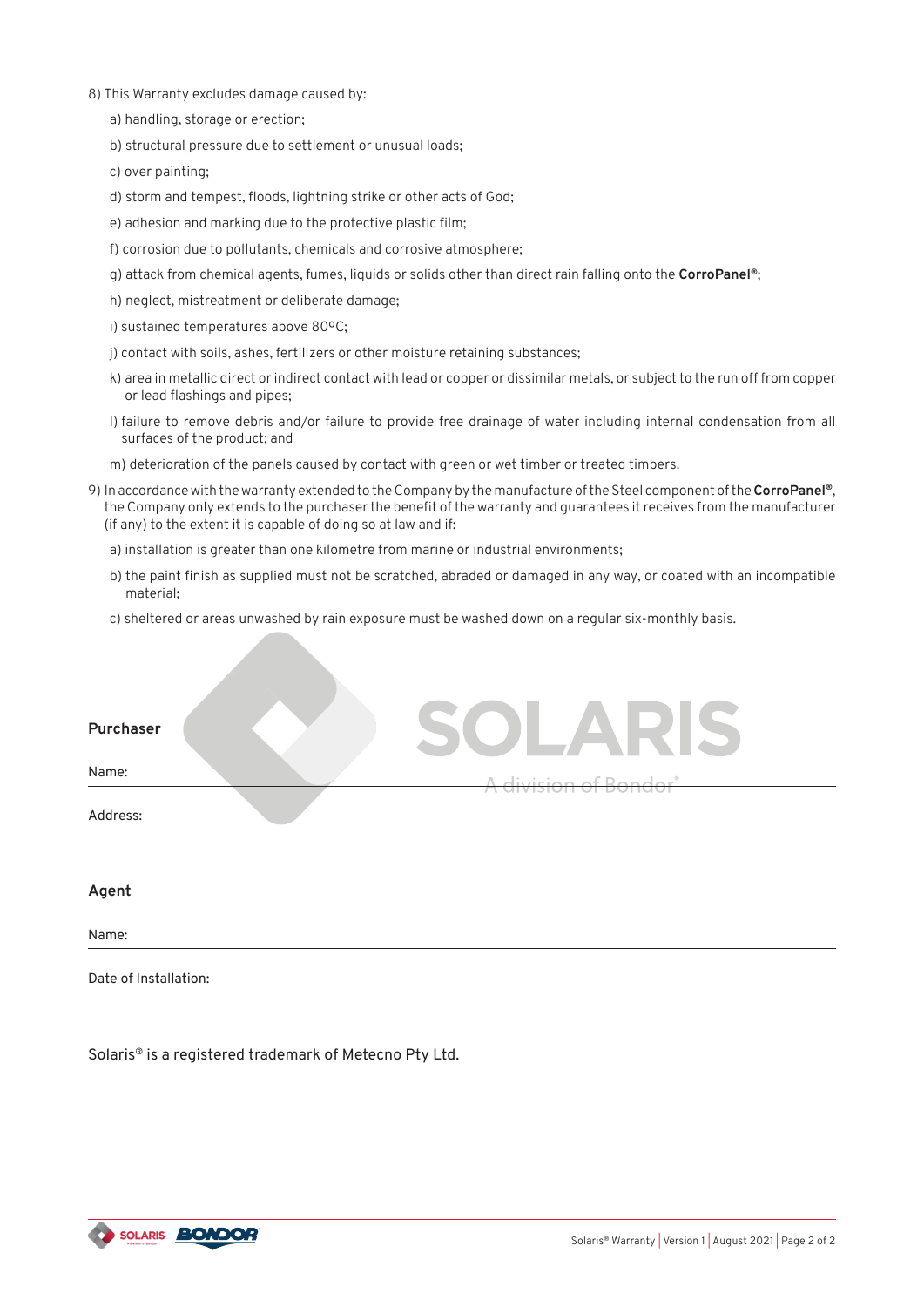8) This Warranty excludes damage caused by:

  a) handling, storage or erection;

  b) structural pressure due to settlement or unusual loads;

  c) over painting;

  d) storm and tempest, floods, lightning strike or other acts of God;

  e) adhesion and marking due to the protective plastic film;

  f) corrosion due to pollutants, chemicals and corrosive atmosphere;

  g) attack from chemical agents, fumes, liquids or solids other than direct rain falling onto the **CorroPanel®**;

  h) neglect, mistreatment or deliberate damage;

  i) sustained temperatures above 80ºC;

  j) contact with soils, ashes, fertilizers or other moisture retaining substances;

  k) area in metallic direct or indirect contact with lead or copper or dissimilar metals, or subject to the run off from copper or lead flashings and pipes;

  l) failure to remove debris and/or failure to provide free drainage of water including internal condensation from all surfaces of the product; and

  m) deterioration of the panels caused by contact with green or wet timber or treated timbers.

9) In accordance with the warranty extended to the Company by the manufacture of the Steel component of the **CorroPanel®**, the Company only extends to the purchaser the benefit of the warranty and guarantees it receives from the manufacturer (if any) to the extent it is capable of doing so at law and if:

  a) installation is greater than one kilometre from marine or industrial environments;

  b) the paint finish as supplied must not be scratched, abraded or damaged in any way, or coated with an incompatible material;

  c) sheltered or areas unwashed by rain exposure must be washed down on a regular six-monthly basis.

**Purchaser**

Name: ______________________________

Address: ______________________________

**Agent**

Name: ______________________________

Date of Installation: ______________________________

Solaris® is a registered trademark of Metecno Pty Ltd.